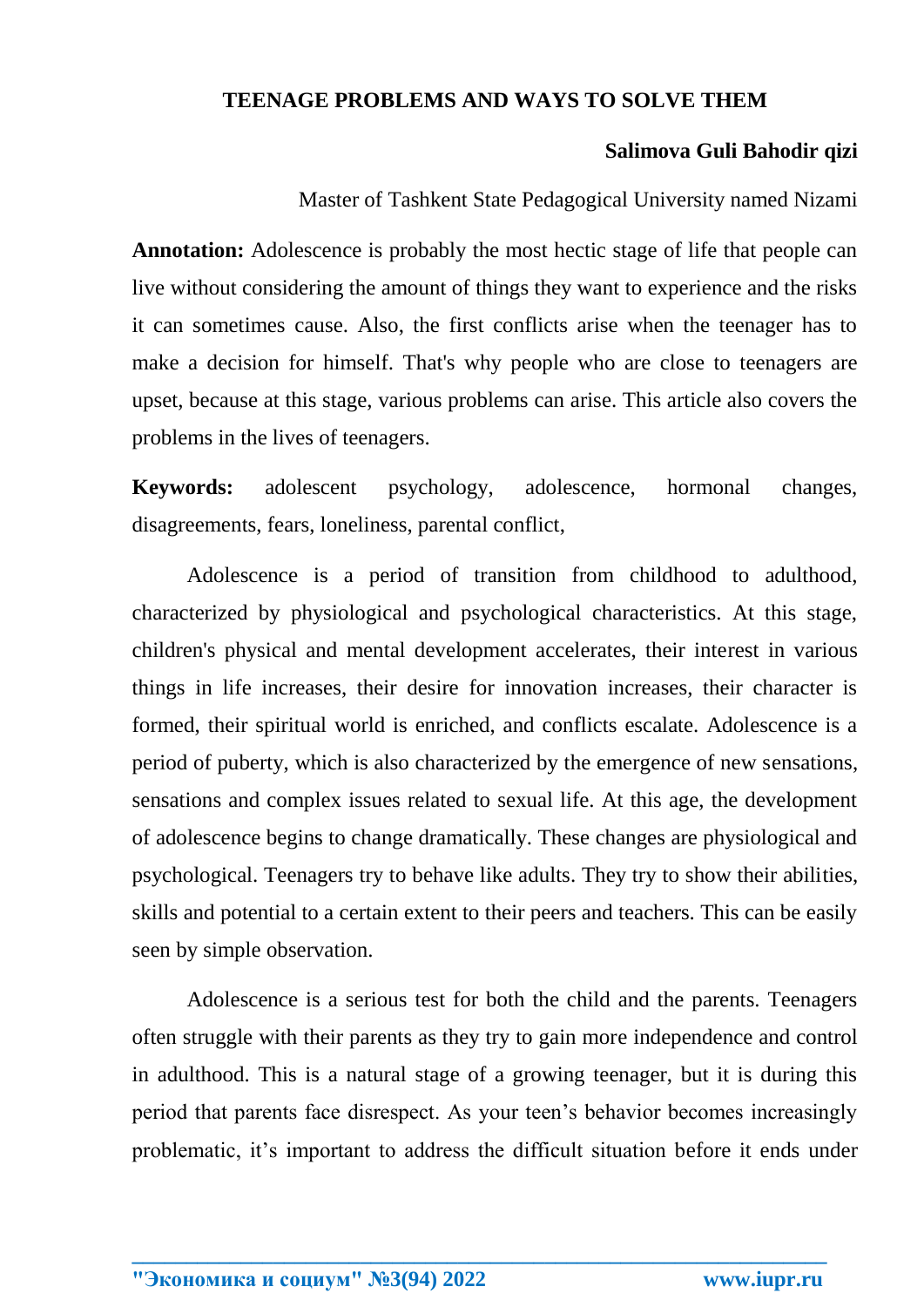# TEENAGE PROBLEMS AND WAYS TO SOLVE THEM

**Salimova Guli Bahodir qizi**

Master of Tashkent State Pedagogical University named Nizami

**Annotation:** Adolescence is probably the most hectic stage of life that people can live without considering the amount of things they want to experience and the risks it can sometimes cause. Also, the first conflicts arise when the teenager has to make a decision for himself. That's why people who are close to teenagers are upset, because at this stage, various problems can arise. This article also covers the problems in the lives of teenagers.

**Keywords:** adolescent psychology, adolescence, hormonal changes, disagreements, fears, loneliness, parental conflict,

Adolescence is a period of transition from childhood to adulthood, characterized by physiological and psychological characteristics. At this stage, children's physical and mental development accelerates, their interest in various things in life increases, their desire for innovation increases, their character is formed, their spiritual world is enriched, and conflicts escalate. Adolescence is a period of puberty, which is also characterized by the emergence of new sensations, sensations and complex issues related to sexual life. At this age, the development of adolescence begins to change dramatically. These changes are physiological and psychological. Teenagers try to behave like adults. They try to show their abilities, skills and potential to a certain extent to their peers and teachers. This can be easily seen by simple observation.

Adolescence is a serious test for both the child and the parents. Teenagers often struggle with their parents as they try to gain more independence and control in adulthood. This is a natural stage of a growing teenager, but it is during this period that parents face disrespect. As your teen's behavior becomes increasingly problematic, it's important to address the difficult situation before it ends under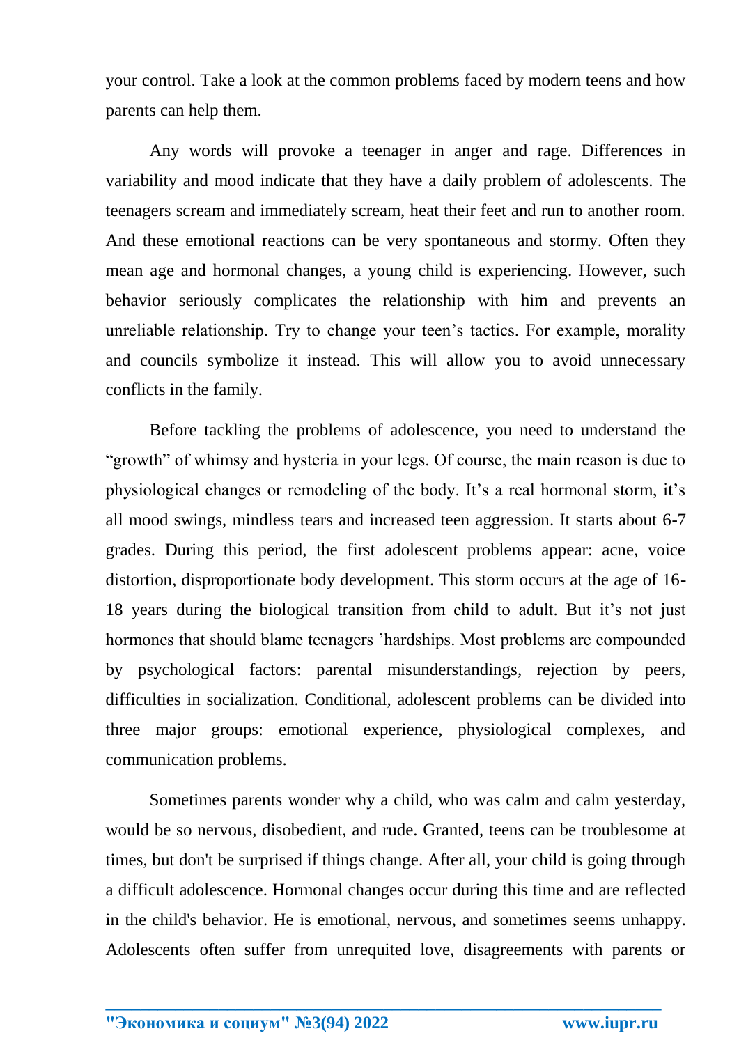your control. Take a look at the common problems faced by modern teens and how parents can help them.

Any words will provoke a teenager in anger and rage. Differences in variability and mood indicate that they have a daily problem of adolescents. The teenagers scream and immediately scream, heat their feet and run to another room. And these emotional reactions can be very spontaneous and stormy. Often they mean age and hormonal changes, a young child is experiencing. However, such behavior seriously complicates the relationship with him and prevents an unreliable relationship. Try to change your teen's tactics. For example, morality and councils symbolize it instead. This will allow you to avoid unnecessary conflicts in the family.

Before tackling the problems of adolescence, you need to understand the "growth" of whimsy and hysteria in your legs. Of course, the main reason is due to physiological changes or remodeling of the body. It's a real hormonal storm, it's all mood swings, mindless tears and increased teen aggression. It starts about 6-7 grades. During this period, the first adolescent problems appear: acne, voice distortion, disproportionate body development. This storm occurs at the age of 16-18 years during the biological transition from child to adult. But it's not just hormones that should blame teenagers 'hardships. Most problems are compounded by psychological factors: parental misunderstandings, rejection by peers, difficulties in socialization. Conditional, adolescent problems can be divided into three major groups: emotional experience, physiological complexes, and communication problems.

Sometimes parents wonder why a child, who was calm and calm yesterday, would be so nervous, disobedient, and rude. Granted, teens can be troublesome at times, but don't be surprised if things change. After all, your child is going through a difficult adolescence. Hormonal changes occur during this time and are reflected in the child's behavior. He is emotional, nervous, and sometimes seems unhappy. Adolescents often suffer from unrequited love, disagreements with parents or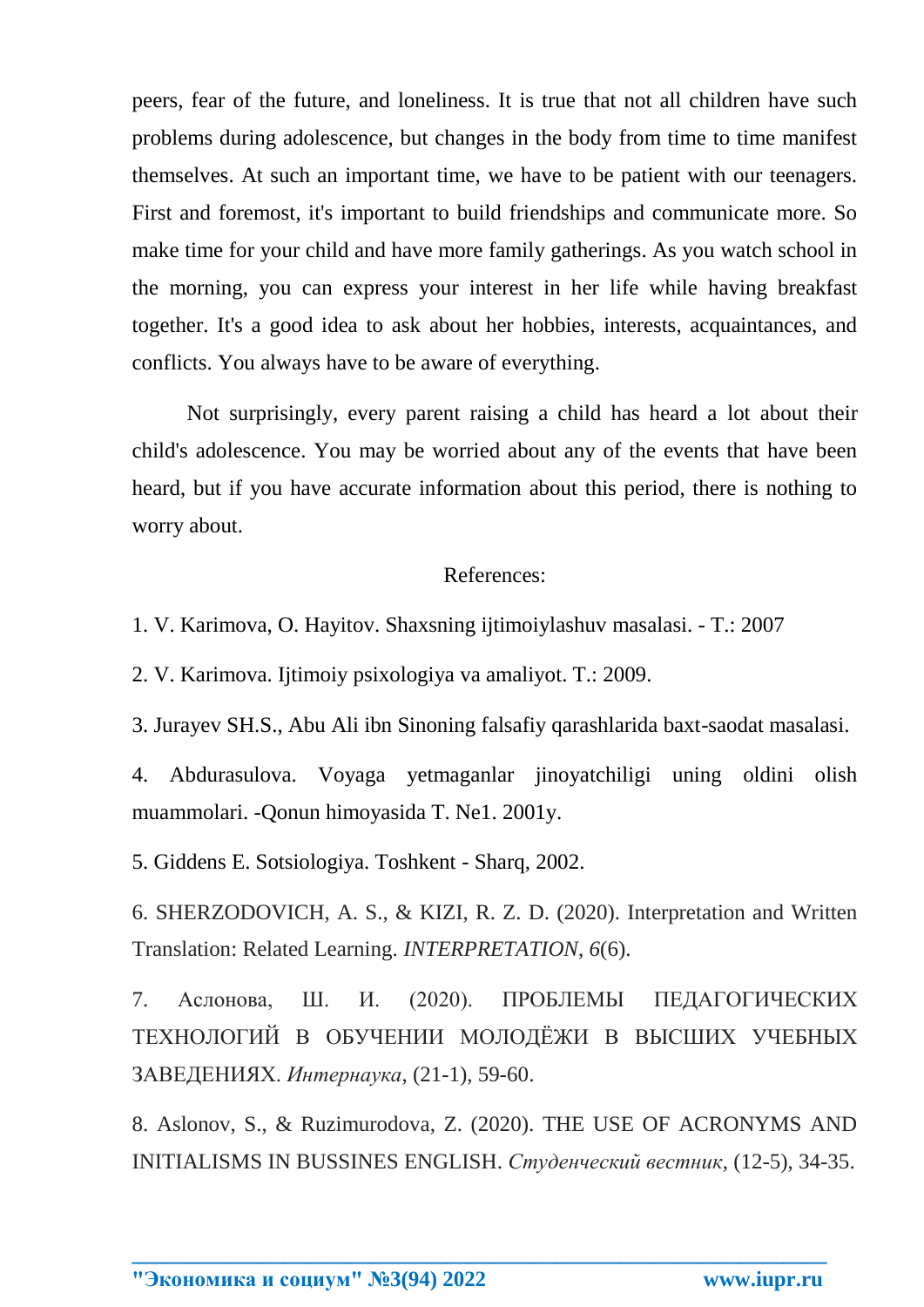peers, fear of the future, and loneliness. It is true that not all children have such problems during adolescence, but changes in the body from time to time manifest themselves. At such an important time, we have to be patient with our teenagers. First and foremost, it's important to build friendships and communicate more. So make time for your child and have more family gatherings. As you watch school in the morning, you can express your interest in her life while having breakfast together. It's a good idea to ask about her hobbies, interests, acquaintances, and conflicts. You always have to be aware of everything.

Not surprisingly, every parent raising a child has heard a lot about their child's adolescence. You may be worried about any of the events that have been heard, but if you have accurate information about this period, there is nothing to worry about.

References:

1. V. Karimova, O. Hayitov. Shaxsning ijtimoiylashuv masalasi. - T.: 2007

2. V. Karimova. Ijtimoiy psixologiya va amaliyot. T.: 2009.

3. Jurayev SH.S., Abu Ali ibn Sinoning falsafiy qarashlarida baxt-saodat masalasi.

4. Abdurasulova. Voyaga yetmaganlar jinoyatchiligi uning oldini olish muammolari. -Qonun himoyasida T. Ne1. 2001y.

5. Giddens E. Sotsiologiya. Toshkent - Sharq, 2002.

6. SHERZODOVICH, A. S., & KIZI, R. Z. D. (2020). Interpretation and Written Translation: Related Learning. *INTERPRETATION*, *6*(6).

7. Аслонова, Ш. И. (2020). ПРОБЛЕМЫ ПЕДАГОГИЧЕСКИХ ТЕХНОЛОГИЙ В ОБУЧЕНИИ МОЛОДЁЖИ В ВЫСШИХ УЧЕБНЫХ ЗАВЕДЕНИЯХ. *Интернаука*, (21-1), 59-60.

8. Aslonov, S., & Ruzimurodova, Z. (2020). THE USE OF ACRONYMS AND INITIALISMS IN BUSSINES ENGLISH. *Студенческий вестник*, (12-5), 34-35.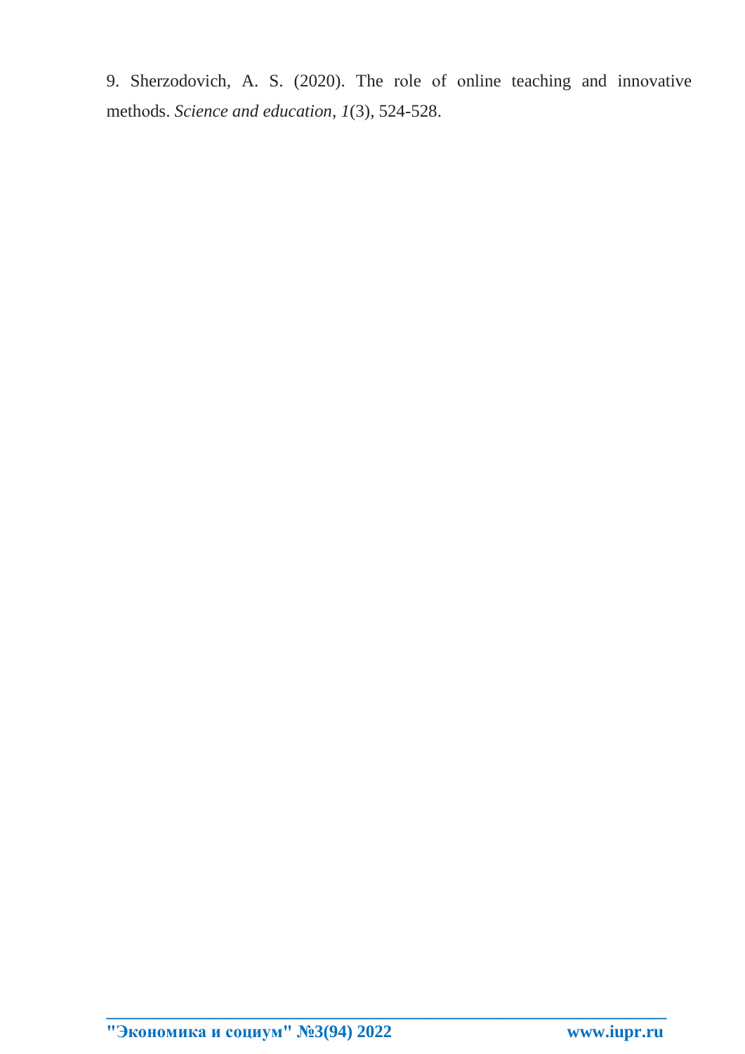9. Sherzodovich, A. S. (2020). The role of online teaching and innovative methods. *Science and education*, *1*(3), 524-528.